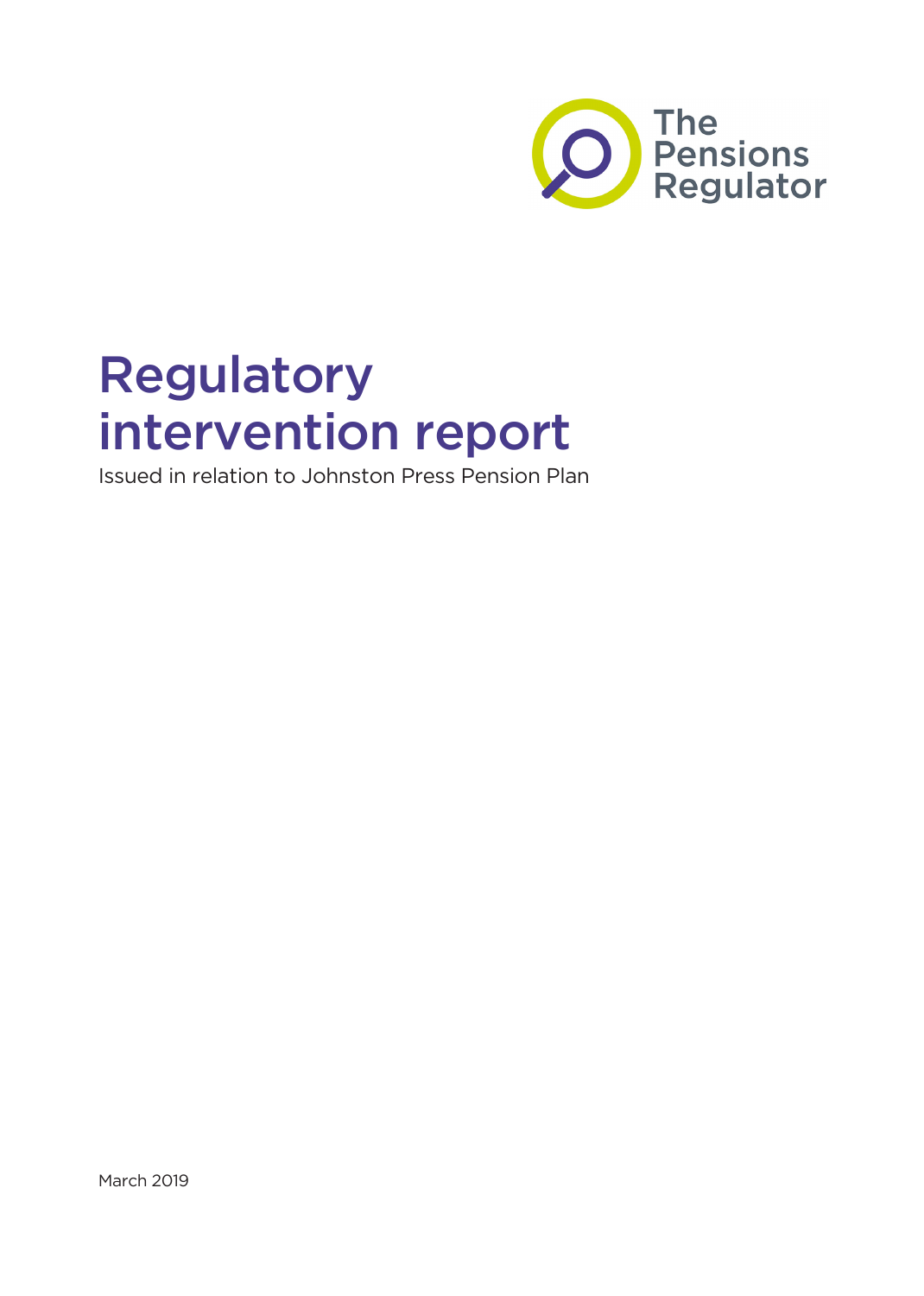The Pensions Regulator

# Regulatory intervention report

Issued in relation to Johnston Press Pension Plan

March 2019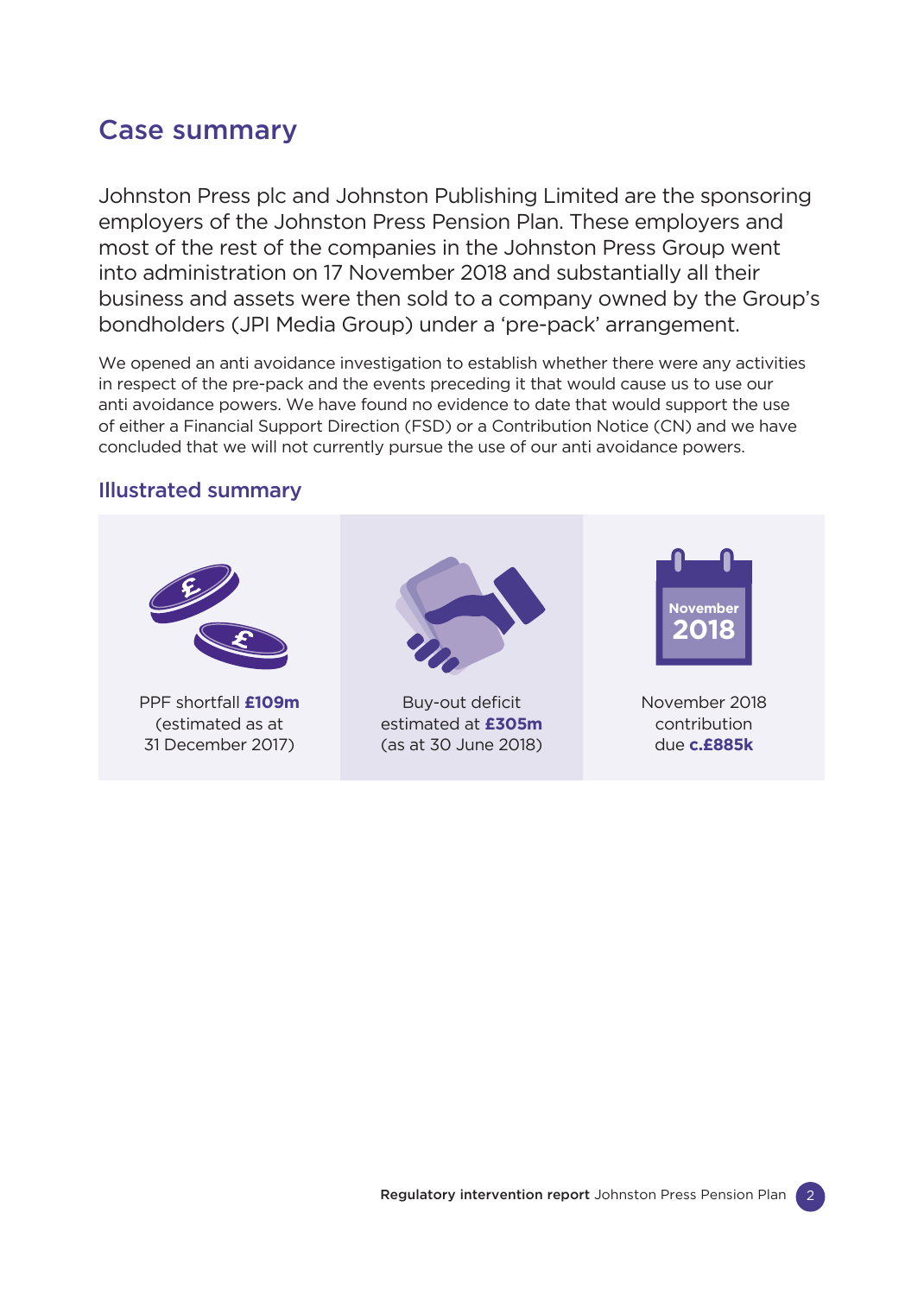## Case summary

Johnston Press plc and Johnston Publishing Limited are the sponsoring employers of the Johnston Press Pension Plan. These employers and most of the rest of the companies in the Johnston Press Group went into administration on 17 November 2018 and substantially all their business and assets were then sold to a company owned by the Group's bondholders (JPI Media Group) under a 'pre-pack' arrangement.

We opened an anti avoidance investigation to establish whether there were any activities in respect of the pre-pack and the events preceding it that would cause us to use our anti avoidance powers. We have found no evidence to date that would support the use of either a Financial Support Direction (FSD) or a Contribution Notice (CN) and we have concluded that we will not currently pursue the use of our anti avoidance powers.

### Illustrated summary

PPF shortfall **£109m** (estimated as at 31 December 2017)

Buy-out deficit estimated at **£305m** (as at 30 June 2018)

November 2018 contribution due **c.£885k**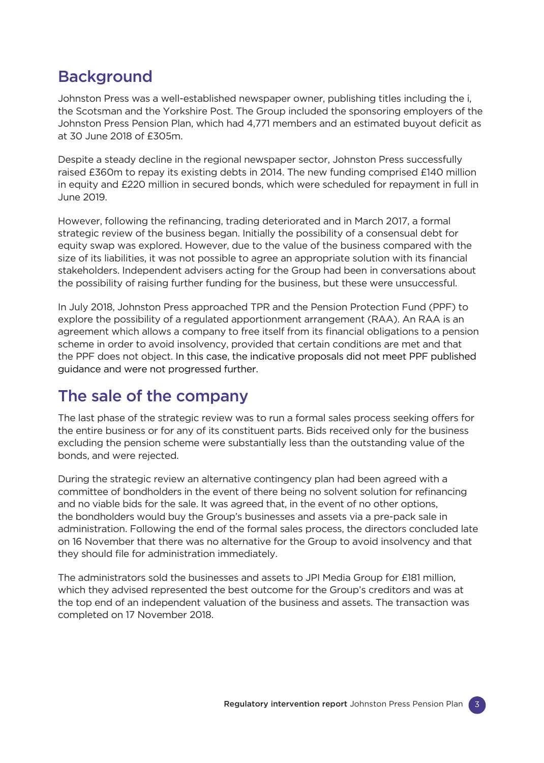## Background

Johnston Press was a well-established newspaper owner, publishing titles including the i, the Scotsman and the Yorkshire Post. The Group included the sponsoring employers of the Johnston Press Pension Plan, which had 4,771 members and an estimated buyout deficit as at 30 June 2018 of £305m.

Despite a steady decline in the regional newspaper sector, Johnston Press successfully raised £360m to repay its existing debts in 2014. The new funding comprised £140 million in equity and £220 million in secured bonds, which were scheduled for repayment in full in June 2019.

However, following the refinancing, trading deteriorated and in March 2017, a formal strategic review of the business began. Initially the possibility of a consensual debt for equity swap was explored. However, due to the value of the business compared with the size of its liabilities, it was not possible to agree an appropriate solution with its financial stakeholders. Independent advisers acting for the Group had been in conversations about the possibility of raising further funding for the business, but these were unsuccessful.

In July 2018, Johnston Press approached TPR and the Pension Protection Fund (PPF) to explore the possibility of a regulated apportionment arrangement (RAA). An RAA is an agreement which allows a company to free itself from its financial obligations to a pension scheme in order to avoid insolvency, provided that certain conditions are met and that the PPF does not object. In this case, the indicative proposals did not meet PPF published guidance and were not progressed further.

## The sale of the company

The last phase of the strategic review was to run a formal sales process seeking offers for the entire business or for any of its constituent parts. Bids received only for the business excluding the pension scheme were substantially less than the outstanding value of the bonds, and were rejected.

During the strategic review an alternative contingency plan had been agreed with a committee of bondholders in the event of there being no solvent solution for refinancing and no viable bids for the sale. It was agreed that, in the event of no other options, the bondholders would buy the Group's businesses and assets via a pre-pack sale in administration. Following the end of the formal sales process, the directors concluded late on 16 November that there was no alternative for the Group to avoid insolvency and that they should file for administration immediately.

The administrators sold the businesses and assets to JPI Media Group for £181 million, which they advised represented the best outcome for the Group's creditors and was at the top end of an independent valuation of the business and assets. The transaction was completed on 17 November 2018.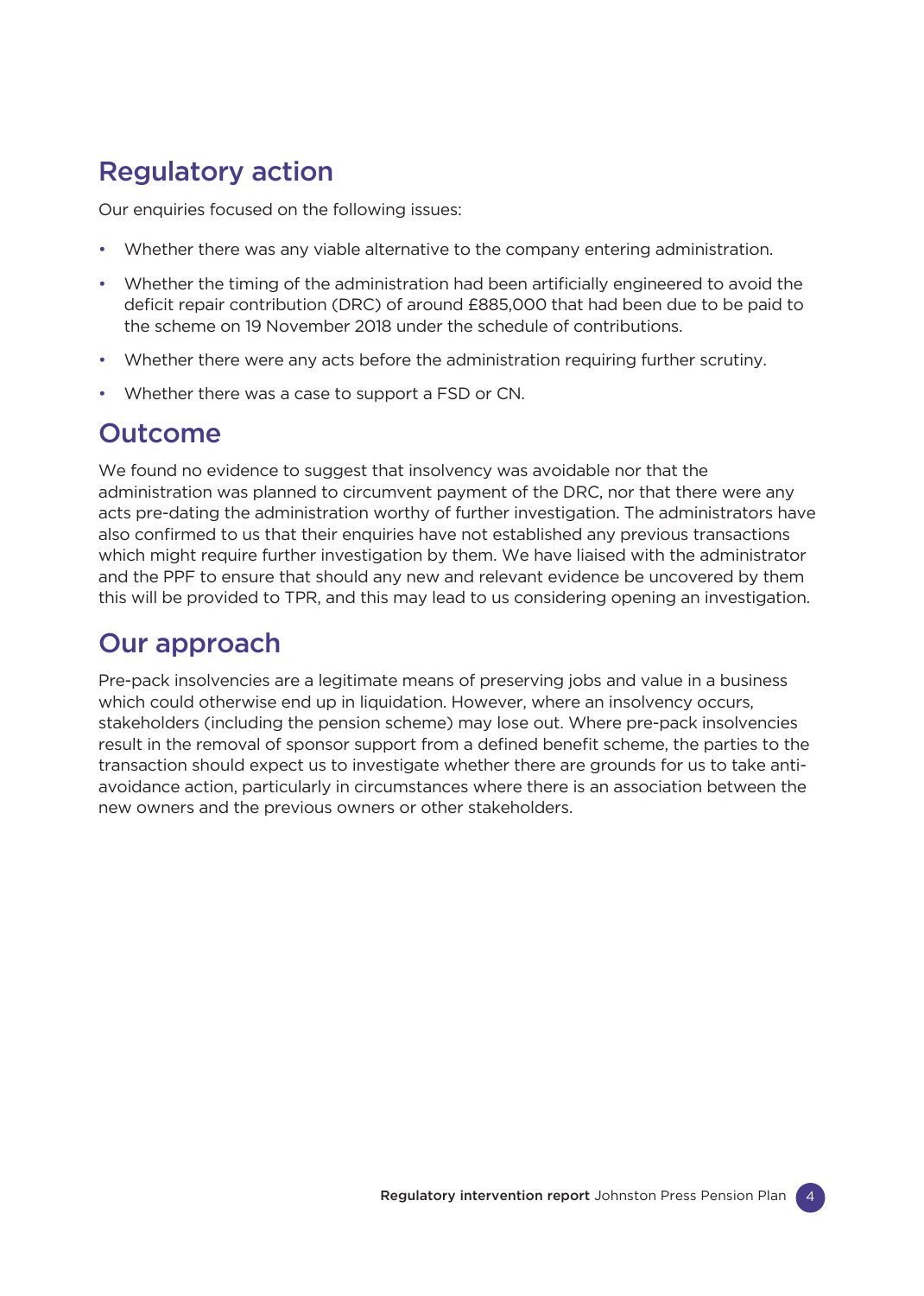## Regulatory action

Our enquiries focused on the following issues:

- Whether there was any viable alternative to the company entering administration.
- Whether the timing of the administration had been artificially engineered to avoid the deficit repair contribution (DRC) of around £885,000 that had been due to be paid to the scheme on 19 November 2018 under the schedule of contributions.
- Whether there were any acts before the administration requiring further scrutiny.
- Whether there was a case to support a FSD or CN.

## Outcome

We found no evidence to suggest that insolvency was avoidable nor that the administration was planned to circumvent payment of the DRC, nor that there were any acts pre-dating the administration worthy of further investigation. The administrators have also confirmed to us that their enquiries have not established any previous transactions which might require further investigation by them. We have liaised with the administrator and the PPF to ensure that should any new and relevant evidence be uncovered by them this will be provided to TPR, and this may lead to us considering opening an investigation.

## Our approach

Pre-pack insolvencies are a legitimate means of preserving jobs and value in a business which could otherwise end up in liquidation. However, where an insolvency occurs, stakeholders (including the pension scheme) may lose out. Where pre-pack insolvencies result in the removal of sponsor support from a defined benefit scheme, the parties to the transaction should expect us to investigate whether there are grounds for us to take anti-avoidance action, particularly in circumstances where there is an association between the new owners and the previous owners or other stakeholders.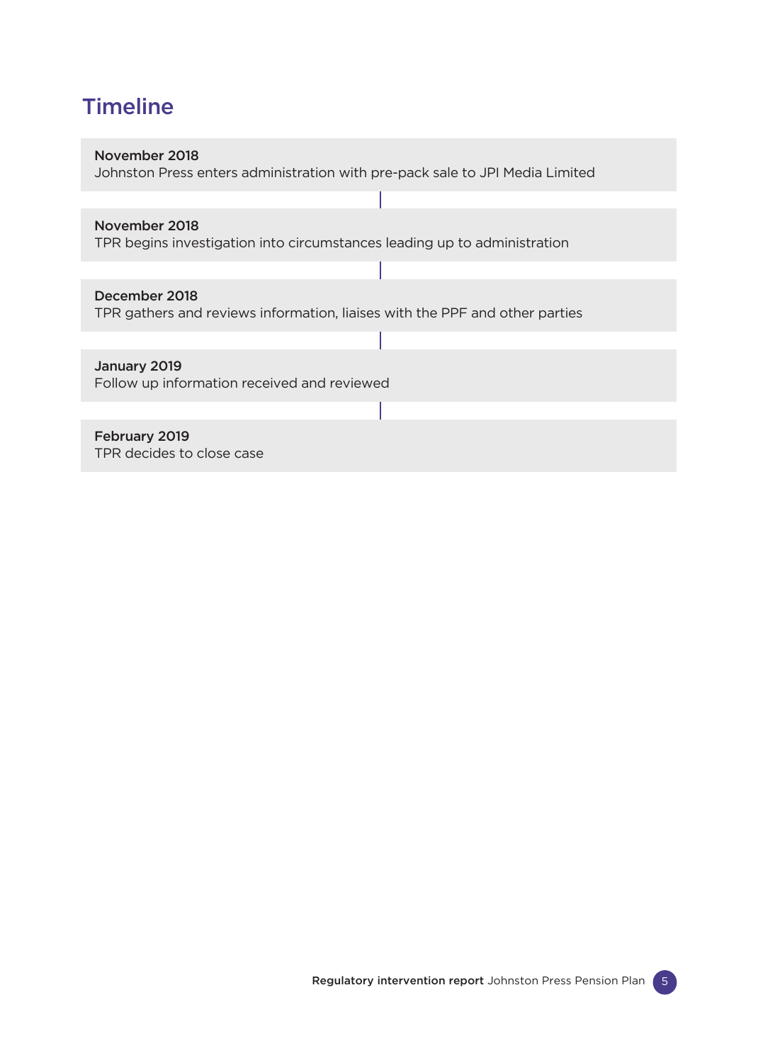## Timeline

**November 2018**
Johnston Press enters administration with pre-pack sale to JPI Media Limited

**November 2018**
TPR begins investigation into circumstances leading up to administration

**December 2018**
TPR gathers and reviews information, liaises with the PPF and other parties

**January 2019**
Follow up information received and reviewed

**February 2019**
TPR decides to close case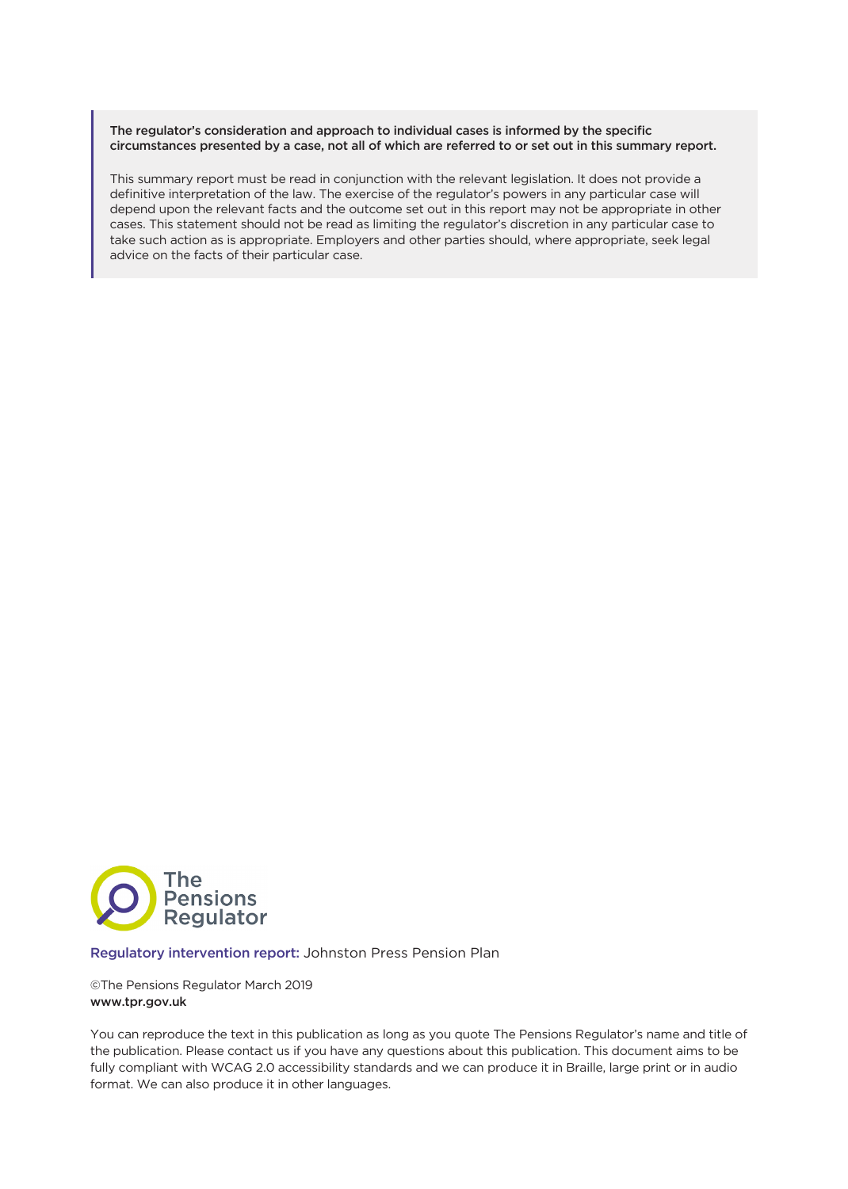**The regulator's consideration and approach to individual cases is informed by the specific circumstances presented by a case, not all of which are referred to or set out in this summary report.**

This summary report must be read in conjunction with the relevant legislation. It does not provide a definitive interpretation of the law. The exercise of the regulator's powers in any particular case will depend upon the relevant facts and the outcome set out in this report may not be appropriate in other cases. This statement should not be read as limiting the regulator's discretion in any particular case to take such action as is appropriate. Employers and other parties should, where appropriate, seek legal advice on the facts of their particular case.

The Pensions Regulator

**Regulatory intervention report:** Johnston Press Pension Plan

©The Pensions Regulator March 2019
**www.tpr.gov.uk**

You can reproduce the text in this publication as long as you quote The Pensions Regulator's name and title of the publication. Please contact us if you have any questions about this publication. This document aims to be fully compliant with WCAG 2.0 accessibility standards and we can produce it in Braille, large print or in audio format. We can also produce it in other languages.